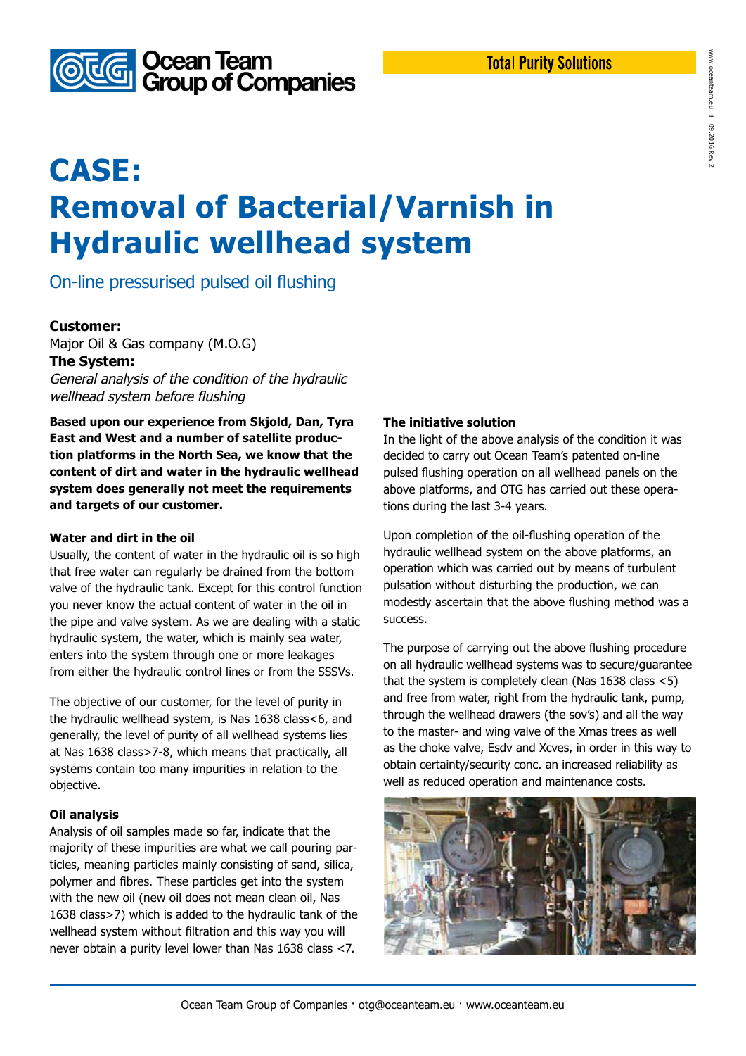Total Purity Solutions

# CASE: Removal of Bacterial/Varnish in Hydraulic wellhead system

## On-line pressurised pulsed oil flushing

**Customer:**
Major Oil & Gas company (M.O.G)

**The System:**
*General analysis of the condition of the hydraulic wellhead system before flushing*

**Based upon our experience from Skjold, Dan, Tyra East and West and a number of satellite production platforms in the North Sea, we know that the content of dirt and water in the hydraulic wellhead system does generally not meet the requirements and targets of our customer.**

### Water and dirt in the oil

Usually, the content of water in the hydraulic oil is so high that free water can regularly be drained from the bottom valve of the hydraulic tank. Except for this control function you never know the actual content of water in the oil in the pipe and valve system. As we are dealing with a static hydraulic system, the water, which is mainly sea water, enters into the system through one or more leakages from either the hydraulic control lines or from the SSSVs.

The objective of our customer, for the level of purity in the hydraulic wellhead system, is Nas 1638 class<6, and generally, the level of purity of all wellhead systems lies at Nas 1638 class>7-8, which means that practically, all systems contain too many impurities in relation to the objective.

### Oil analysis

Analysis of oil samples made so far, indicate that the majority of these impurities are what we call pouring particles, meaning particles mainly consisting of sand, silica, polymer and fibres. These particles get into the system with the new oil (new oil does not mean clean oil, Nas 1638 class>7) which is added to the hydraulic tank of the wellhead system without filtration and this way you will never obtain a purity level lower than Nas 1638 class <7.

### The initiative solution

In the light of the above analysis of the condition it was decided to carry out Ocean Team's patented on-line pulsed flushing operation on all wellhead panels on the above platforms, and OTG has carried out these operations during the last 3-4 years.

Upon completion of the oil-flushing operation of the hydraulic wellhead system on the above platforms, an operation which was carried out by means of turbulent pulsation without disturbing the production, we can modestly ascertain that the above flushing method was a success.

The purpose of carrying out the above flushing procedure on all hydraulic wellhead systems was to secure/guarantee that the system is completely clean (Nas 1638 class <5) and free from water, right from the hydraulic tank, pump, through the wellhead drawers (the sov's) and all the way to the master- and wing valve of the Xmas trees as well as the choke valve, Esdv and Xcves, in order in this way to obtain certainty/security conc. an increased reliability as well as reduced operation and maintenance costs.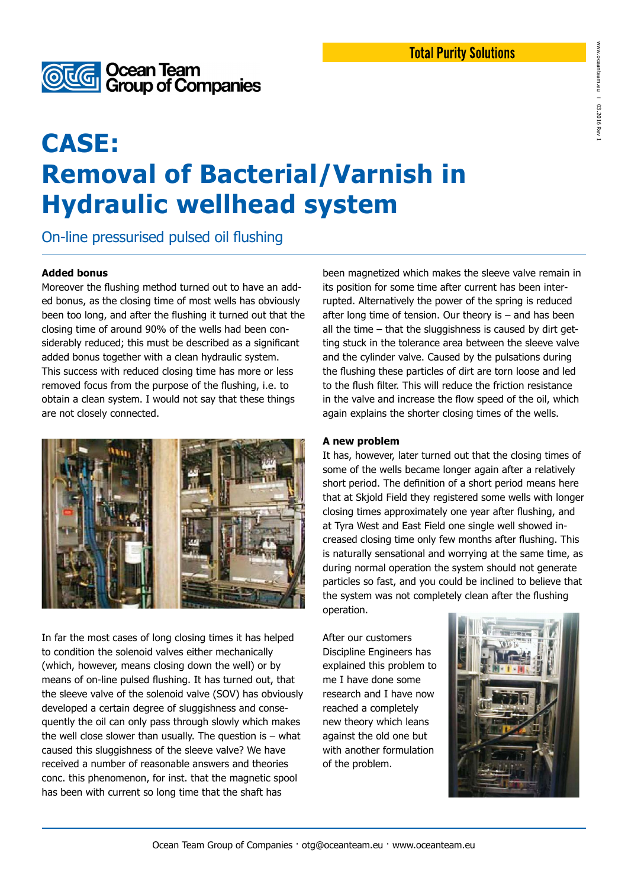# CASE: Removal of Bacterial/Varnish in Hydraulic wellhead system

## On-line pressurised pulsed oil flushing

**Added bonus**

Moreover the flushing method turned out to have an added bonus, as the closing time of most wells has obviously been too long, and after the flushing it turned out that the closing time of around 90% of the wells had been considerably reduced; this must be described as a significant added bonus together with a clean hydraulic system. This success with reduced closing time has more or less removed focus from the purpose of the flushing, i.e. to obtain a clean system. I would not say that these things are not closely connected.

In far the most cases of long closing times it has helped to condition the solenoid valves either mechanically (which, however, means closing down the well) or by means of on-line pulsed flushing. It has turned out, that the sleeve valve of the solenoid valve (SOV) has obviously developed a certain degree of sluggishness and consequently the oil can only pass through slowly which makes the well close slower than usually. The question is – what caused this sluggishness of the sleeve valve? We have received a number of reasonable answers and theories conc. this phenomenon, for inst. that the magnetic spool has been with current so long time that the shaft has been magnetized which makes the sleeve valve remain in its position for some time after current has been interrupted. Alternatively the power of the spring is reduced after long time of tension. Our theory is – and has been all the time – that the sluggishness is caused by dirt getting stuck in the tolerance area between the sleeve valve and the cylinder valve. Caused by the pulsations during the flushing these particles of dirt are torn loose and led to the flush filter. This will reduce the friction resistance in the valve and increase the flow speed of the oil, which again explains the shorter closing times of the wells.

**A new problem**

It has, however, later turned out that the closing times of some of the wells became longer again after a relatively short period. The definition of a short period means here that at Skjold Field they registered some wells with longer closing times approximately one year after flushing, and at Tyra West and East Field one single well showed increased closing time only few months after flushing. This is naturally sensational and worrying at the same time, as during normal operation the system should not generate particles so fast, and you could be inclined to believe that the system was not completely clean after the flushing operation.

After our customers Discipline Engineers has explained this problem to me I have done some research and I have now reached a completely new theory which leans against the old one but with another formulation of the problem.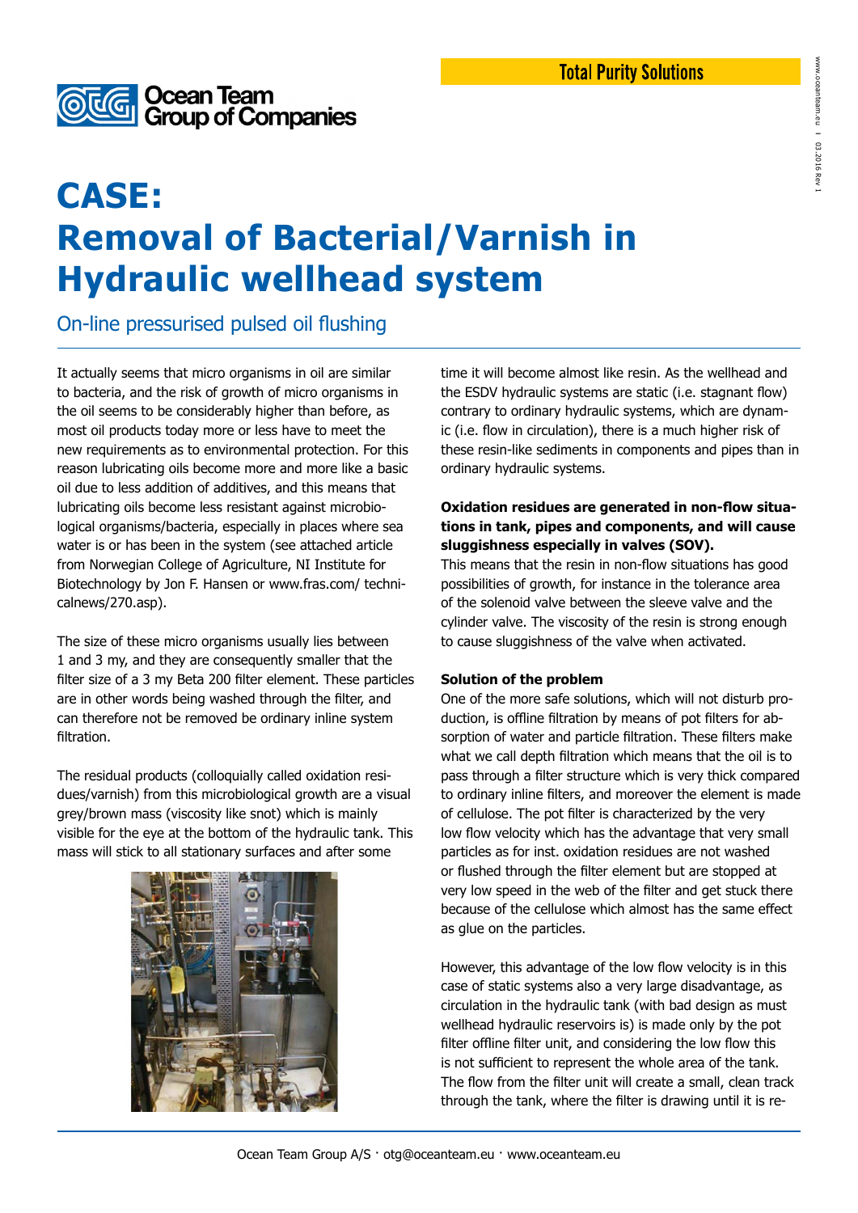Total Purity Solutions

Ocean Team Group of Companies

# CASE: Removal of Bacterial/Varnish in Hydraulic wellhead system

## On-line pressurised pulsed oil flushing

It actually seems that micro organisms in oil are similar to bacteria, and the risk of growth of micro organisms in the oil seems to be considerably higher than before, as most oil products today more or less have to meet the new requirements as to environmental protection. For this reason lubricating oils become more and more like a basic oil due to less addition of additives, and this means that lubricating oils become less resistant against microbiological organisms/bacteria, especially in places where sea water is or has been in the system (see attached article from Norwegian College of Agriculture, NI Institute for Biotechnology by Jon F. Hansen or www.fras.com/ technicalnews/270.asp).

The size of these micro organisms usually lies between 1 and 3 my, and they are consequently smaller that the filter size of a 3 my Beta 200 filter element. These particles are in other words being washed through the filter, and can therefore not be removed be ordinary inline system filtration.

The residual products (colloquially called oxidation residues/varnish) from this microbiological growth are a visual grey/brown mass (viscosity like snot) which is mainly visible for the eye at the bottom of the hydraulic tank. This mass will stick to all stationary surfaces and after some time it will become almost like resin. As the wellhead and the ESDV hydraulic systems are static (i.e. stagnant flow) contrary to ordinary hydraulic systems, which are dynamic (i.e. flow in circulation), there is a much higher risk of these resin-like sediments in components and pipes than in ordinary hydraulic systems.

**Oxidation residues are generated in non-flow situations in tank, pipes and components, and will cause sluggishness especially in valves (SOV).**

This means that the resin in non-flow situations has good possibilities of growth, for instance in the tolerance area of the solenoid valve between the sleeve valve and the cylinder valve. The viscosity of the resin is strong enough to cause sluggishness of the valve when activated.

**Solution of the problem**

One of the more safe solutions, which will not disturb production, is offline filtration by means of pot filters for absorption of water and particle filtration. These filters make what we call depth filtration which means that the oil is to pass through a filter structure which is very thick compared to ordinary inline filters, and moreover the element is made of cellulose. The pot filter is characterized by the very low flow velocity which has the advantage that very small particles as for inst. oxidation residues are not washed or flushed through the filter element but are stopped at very low speed in the web of the filter and get stuck there because of the cellulose which almost has the same effect as glue on the particles.

However, this advantage of the low flow velocity is in this case of static systems also a very large disadvantage, as circulation in the hydraulic tank (with bad design as must wellhead hydraulic reservoirs is) is made only by the pot filter offline filter unit, and considering the low flow this is not sufficient to represent the whole area of the tank. The flow from the filter unit will create a small, clean track through the tank, where the filter is drawing until it is re-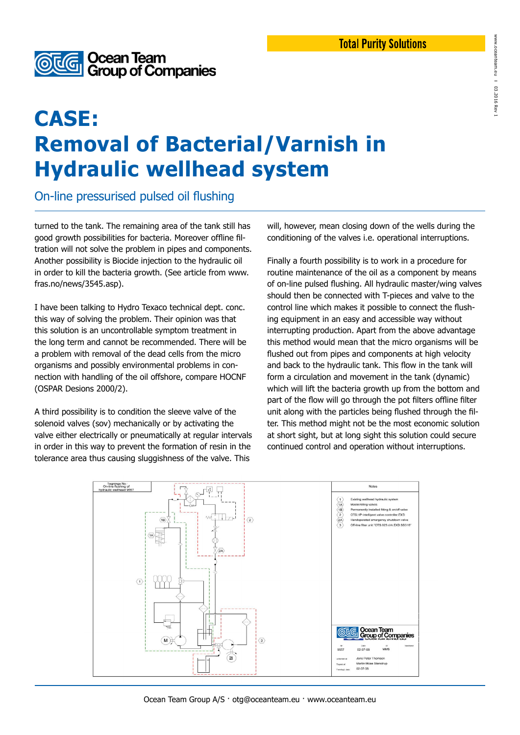# CASE: Removal of Bacterial/Varnish in Hydraulic wellhead system

## On-line pressurised pulsed oil flushing

turned to the tank. The remaining area of the tank still has good growth possibilities for bacteria. Moreover offline filtration will not solve the problem in pipes and components. Another possibility is Biocide injection to the hydraulic oil in order to kill the bacteria growth. (See article from www.fras.no/news/3545.asp).

I have been talking to Hydro Texaco technical dept. conc. this way of solving the problem. Their opinion was that this solution is an uncontrollable symptom treatment in the long term and cannot be recommended. There will be a problem with removal of the dead cells from the micro organisms and possibly environmental problems in connection with handling of the oil offshore, compare HOCNF (OSPAR Desions 2000/2).

A third possibility is to condition the sleeve valve of the solenoid valves (sov) mechanically or by activating the valve either electrically or pneumatically at regular intervals in order in this way to prevent the formation of resin in the tolerance area thus causing sluggishness of the valve. This will, however, mean closing down of the wells during the conditioning of the valves i.e. operational interruptions.

Finally a fourth possibility is to work in a procedure for routine maintenance of the oil as a component by means of on-line pulsed flushing. All hydraulic master/wing valves should then be connected with T-pieces and valve to the control line which makes it possible to connect the flushing equipment in an easy and accessible way without interrupting production. Apart from the above advantage this method would mean that the micro organisms will be flushed out from pipes and components at high velocity and back to the hydraulic tank. This flow in the tank will form a circulation and movement in the tank (dynamic) which will lift the bacteria growth up from the bottom and part of the flow will go through the pot filters offline filter unit along with the particles being flushed through the filter. This method might not be the most economic solution at short sight, but at long sight this solution could secure continued control and operation without interruptions.

Tegnings No: On-line flushing of hydraulic wellhead 9557

Notes

1 Existing wellhead hydraulic system
1A Master/Wing valves
1B Permanently installed fitting & on/off valve
2 OTS HP-intelligent valve controller EXD
2A Handoperated emergancy shutdown valve
3 Off-line filter unit "OTS.025.ckk.EXD.SS316"

Ocean Team Group of Companies

9557 02-07-08 MMS

Jens Peter Thomsen
Martin Mose Stenstrup
02-07-08